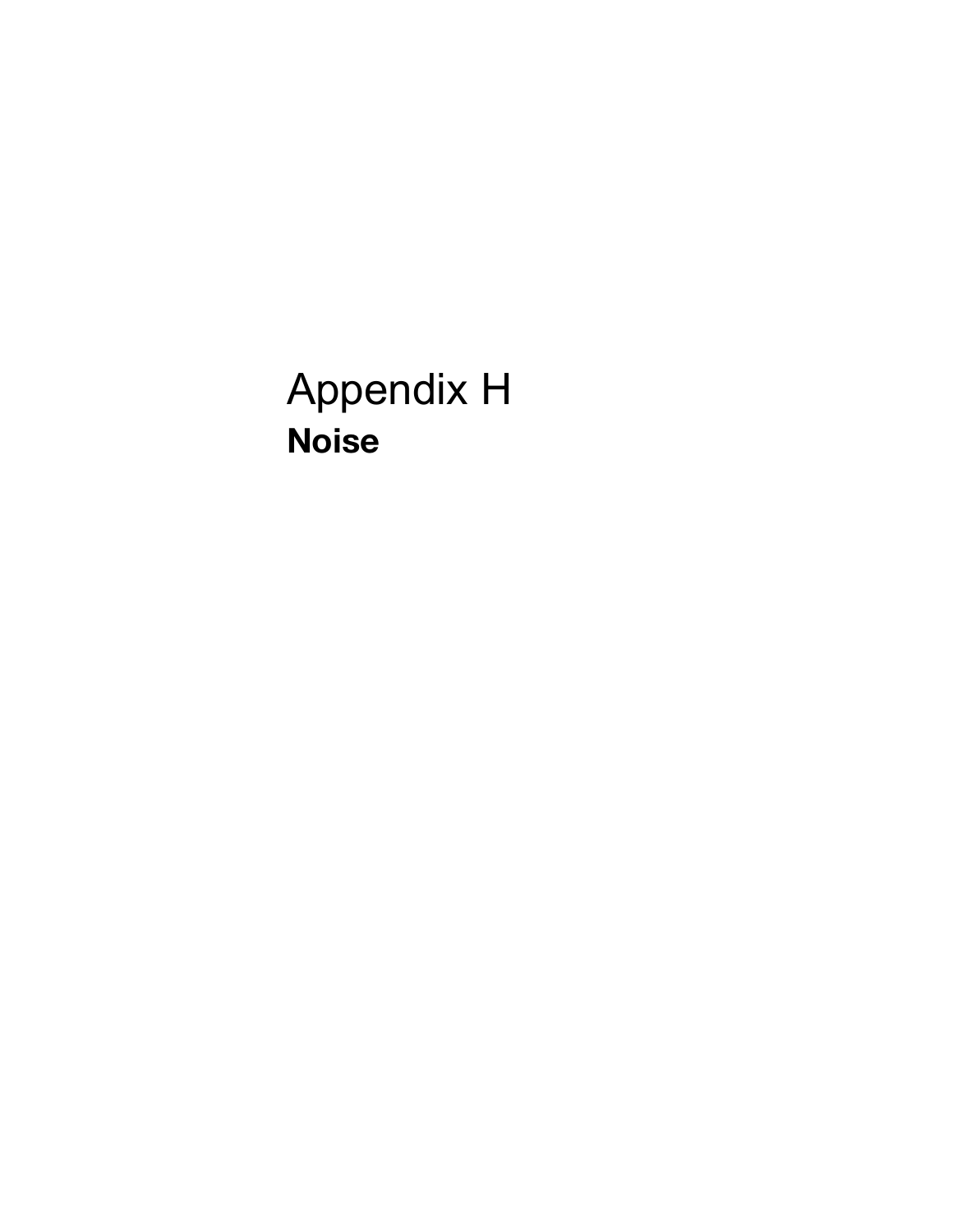# Appendix H

## Noise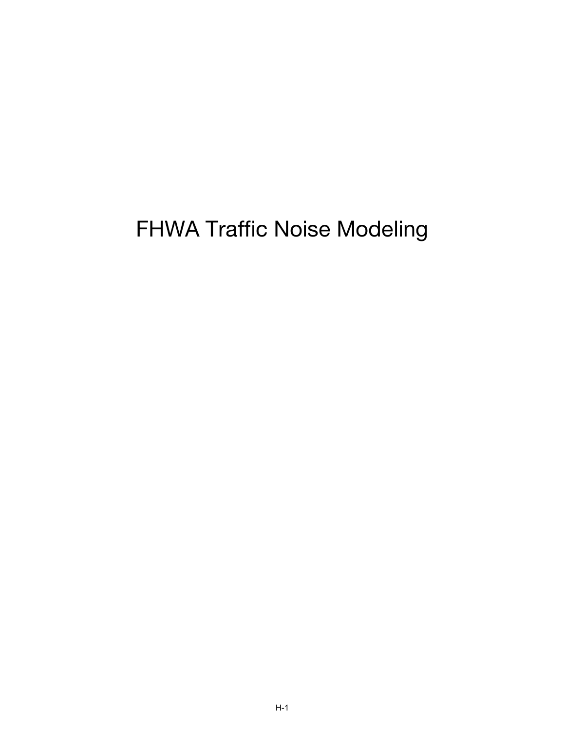# FHWA Traffic Noise Modeling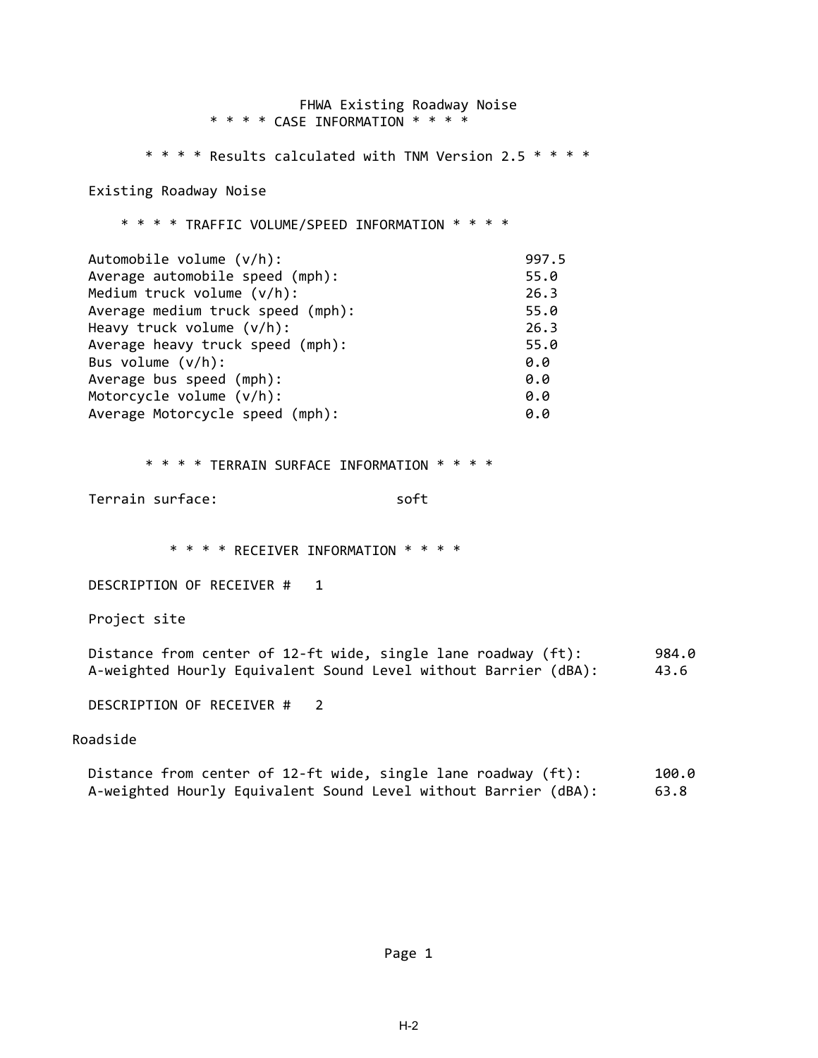FHWA Existing Roadway Noise

* * * * CASE INFORMATION * * * *

* * * * Results calculated with TNM Version 2.5 * * * *

Existing Roadway Noise

* * * * TRAFFIC VOLUME/SPEED INFORMATION * * * *

| | |
|---|---|
| Automobile volume (v/h): | 997.5 |
| Average automobile speed (mph): | 55.0 |
| Medium truck volume (v/h): | 26.3 |
| Average medium truck speed (mph): | 55.0 |
| Heavy truck volume (v/h): | 26.3 |
| Average heavy truck speed (mph): | 55.0 |
| Bus volume (v/h): | 0.0 |
| Average bus speed (mph): | 0.0 |
| Motorcycle volume (v/h): | 0.0 |
| Average Motorcycle speed (mph): | 0.0 |

* * * * TERRAIN SURFACE INFORMATION * * * *

Terrain surface: soft

* * * * RECEIVER INFORMATION * * * *

DESCRIPTION OF RECEIVER # 1

Project site

| | |
|---|---|
| Distance from center of 12-ft wide, single lane roadway (ft): | 984.0 |
| A-weighted Hourly Equivalent Sound Level without Barrier (dBA): | 43.6 |

DESCRIPTION OF RECEIVER # 2

Roadside

| | |
|---|---|
| Distance from center of 12-ft wide, single lane roadway (ft): | 100.0 |
| A-weighted Hourly Equivalent Sound Level without Barrier (dBA): | 63.8 |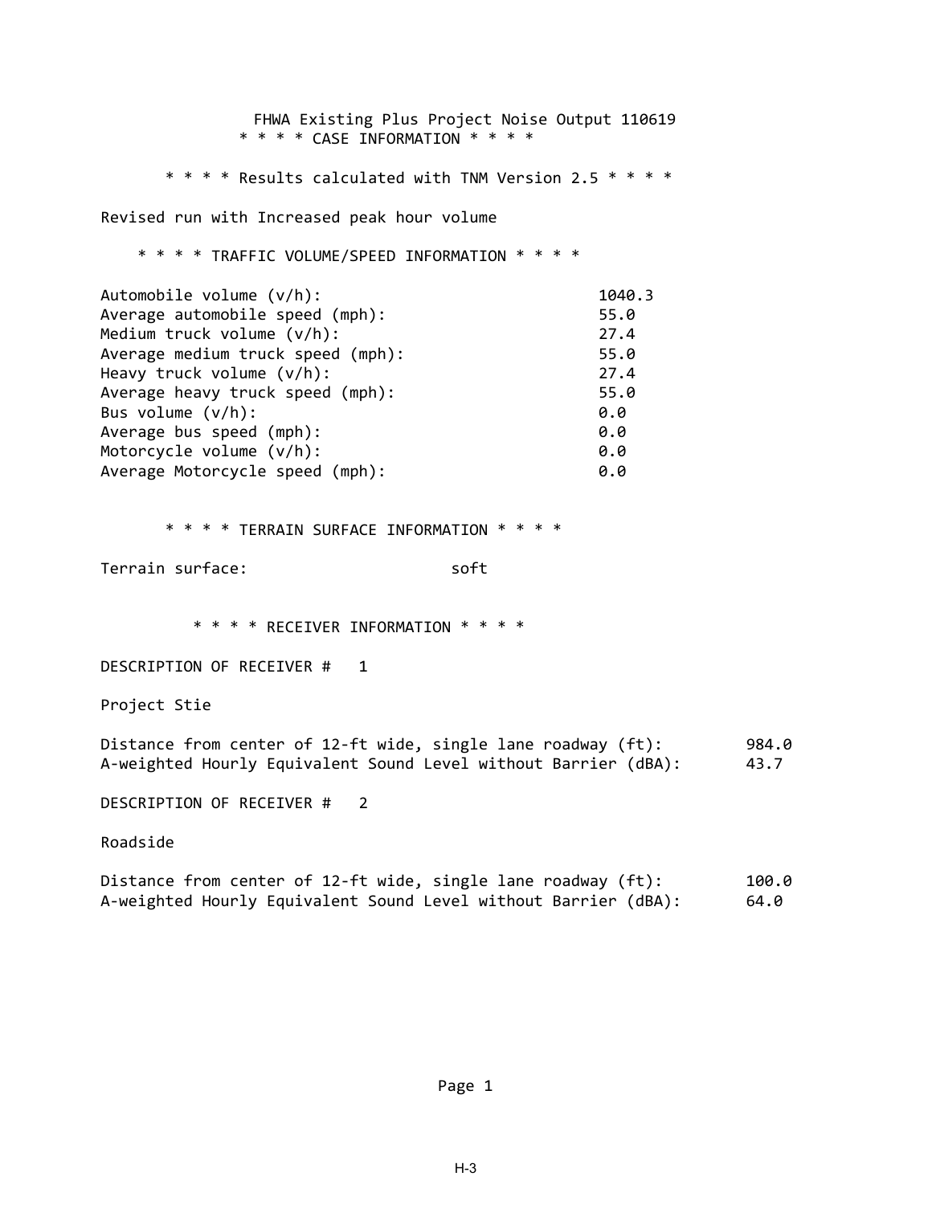FHWA Existing Plus Project Noise Output 110619

\* \* \* \* CASE INFORMATION \* \* \* \*

\* \* \* \* Results calculated with TNM Version 2.5 \* \* \* \*

Revised run with Increased peak hour volume

\* \* \* \* TRAFFIC VOLUME/SPEED INFORMATION \* \* \* \*

| | |
|---|---|
| Automobile volume (v/h): | 1040.3 |
| Average automobile speed (mph): | 55.0 |
| Medium truck volume (v/h): | 27.4 |
| Average medium truck speed (mph): | 55.0 |
| Heavy truck volume (v/h): | 27.4 |
| Average heavy truck speed (mph): | 55.0 |
| Bus volume (v/h): | 0.0 |
| Average bus speed (mph): | 0.0 |
| Motorcycle volume (v/h): | 0.0 |
| Average Motorcycle speed (mph): | 0.0 |

\* \* \* \* TERRAIN SURFACE INFORMATION \* \* \* \*

Terrain surface: soft

\* \* \* \* RECEIVER INFORMATION \* \* \* \*

DESCRIPTION OF RECEIVER # 1

Project Stie

| | |
|---|---|
| Distance from center of 12-ft wide, single lane roadway (ft): | 984.0 |
| A-weighted Hourly Equivalent Sound Level without Barrier (dBA): | 43.7 |

DESCRIPTION OF RECEIVER # 2

Roadside

| | |
|---|---|
| Distance from center of 12-ft wide, single lane roadway (ft): | 100.0 |
| A-weighted Hourly Equivalent Sound Level without Barrier (dBA): | 64.0 |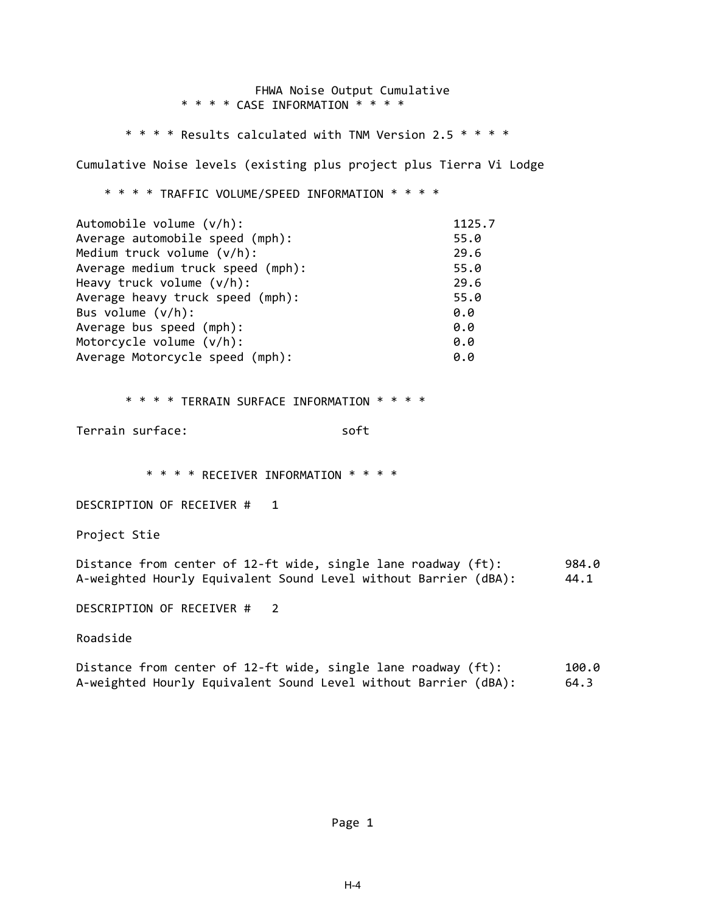FHWA Noise Output Cumulative

\* \* \* \* CASE INFORMATION \* \* \* \*

\* \* \* \* Results calculated with TNM Version 2.5 \* \* \* \*

Cumulative Noise levels (existing plus project plus Tierra Vi Lodge

\* \* \* \* TRAFFIC VOLUME/SPEED INFORMATION \* \* \* \*

| | |
|---|---|
| Automobile volume (v/h): | 1125.7 |
| Average automobile speed (mph): | 55.0 |
| Medium truck volume (v/h): | 29.6 |
| Average medium truck speed (mph): | 55.0 |
| Heavy truck volume (v/h): | 29.6 |
| Average heavy truck speed (mph): | 55.0 |
| Bus volume (v/h): | 0.0 |
| Average bus speed (mph): | 0.0 |
| Motorcycle volume (v/h): | 0.0 |
| Average Motorcycle speed (mph): | 0.0 |

\* \* \* \* TERRAIN SURFACE INFORMATION \* \* \* \*

Terrain surface: soft

\* \* \* \* RECEIVER INFORMATION \* \* \* \*

DESCRIPTION OF RECEIVER # 1

Project Stie

| | |
|---|---|
| Distance from center of 12-ft wide, single lane roadway (ft): | 984.0 |
| A-weighted Hourly Equivalent Sound Level without Barrier (dBA): | 44.1 |

DESCRIPTION OF RECEIVER # 2

Roadside

| | |
|---|---|
| Distance from center of 12-ft wide, single lane roadway (ft): | 100.0 |
| A-weighted Hourly Equivalent Sound Level without Barrier (dBA): | 64.3 |